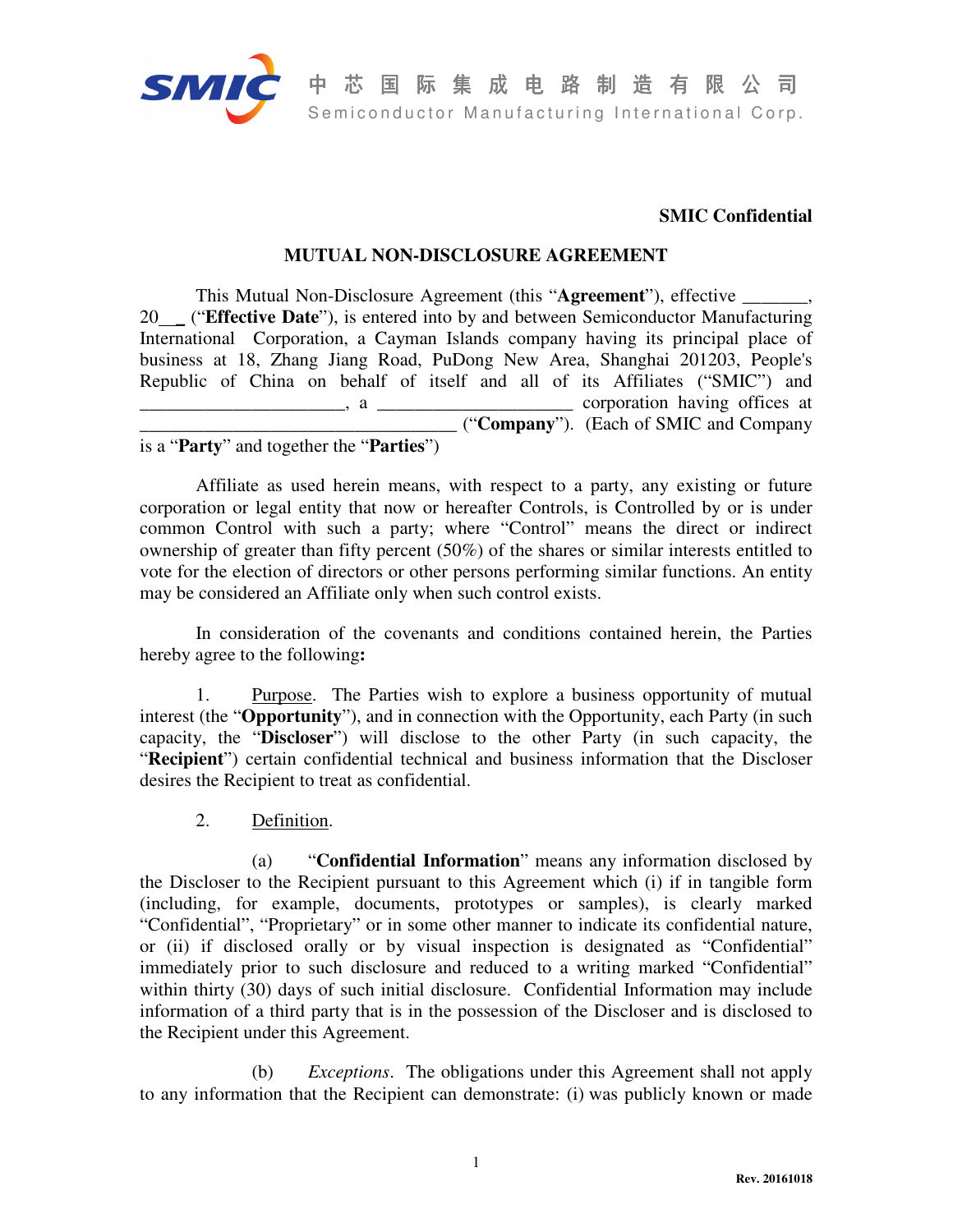中 芯 国 际 集 成 电 路 制 造 有 限 公 司
Semiconductor Manufacturing International Corp.

**SMIC Confidential**

**MUTUAL NON-DISCLOSURE AGREEMENT**

This Mutual Non-Disclosure Agreement (this "**Agreement**"), effective _______, 20__ ("**Effective Date**"), is entered into by and between Semiconductor Manufacturing International Corporation, a Cayman Islands company having its principal place of business at 18, Zhang Jiang Road, PuDong New Area, Shanghai 201203, People's Republic of China on behalf of itself and all of its Affiliates ("SMIC") and _____________________, a ____________________ corporation having offices at _________________________________ ("**Company**"). (Each of SMIC and Company is a "**Party**" and together the "**Parties**")

Affiliate as used herein means, with respect to a party, any existing or future corporation or legal entity that now or hereafter Controls, is Controlled by or is under common Control with such a party; where "Control" means the direct or indirect ownership of greater than fifty percent (50%) of the shares or similar interests entitled to vote for the election of directors or other persons performing similar functions. An entity may be considered an Affiliate only when such control exists.

In consideration of the covenants and conditions contained herein, the Parties hereby agree to the following**:**

1. Purpose. The Parties wish to explore a business opportunity of mutual interest (the "**Opportunity**"), and in connection with the Opportunity, each Party (in such capacity, the "**Discloser**") will disclose to the other Party (in such capacity, the "**Recipient**") certain confidential technical and business information that the Discloser desires the Recipient to treat as confidential.

2. Definition.

(a) "**Confidential Information**" means any information disclosed by the Discloser to the Recipient pursuant to this Agreement which (i) if in tangible form (including, for example, documents, prototypes or samples), is clearly marked "Confidential", "Proprietary" or in some other manner to indicate its confidential nature, or (ii) if disclosed orally or by visual inspection is designated as "Confidential" immediately prior to such disclosure and reduced to a writing marked "Confidential" within thirty (30) days of such initial disclosure. Confidential Information may include information of a third party that is in the possession of the Discloser and is disclosed to the Recipient under this Agreement.

(b) *Exceptions*. The obligations under this Agreement shall not apply to any information that the Recipient can demonstrate: (i) was publicly known or made

Rev. 20161018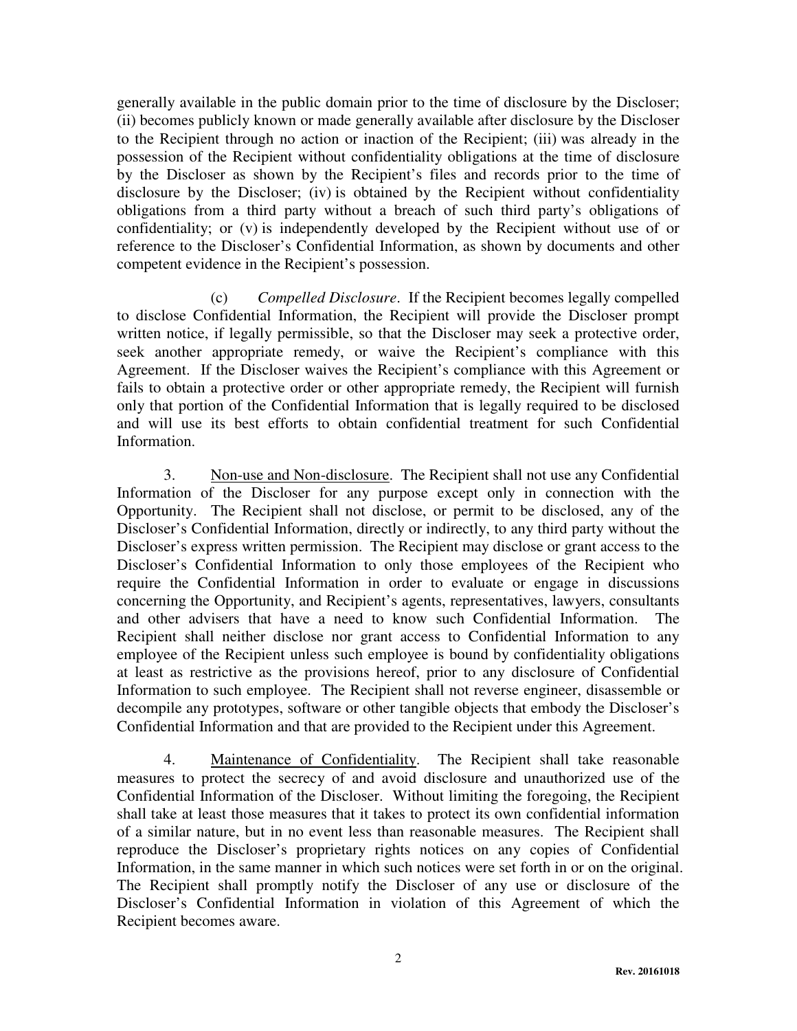generally available in the public domain prior to the time of disclosure by the Discloser; (ii) becomes publicly known or made generally available after disclosure by the Discloser to the Recipient through no action or inaction of the Recipient; (iii) was already in the possession of the Recipient without confidentiality obligations at the time of disclosure by the Discloser as shown by the Recipient's files and records prior to the time of disclosure by the Discloser; (iv) is obtained by the Recipient without confidentiality obligations from a third party without a breach of such third party's obligations of confidentiality; or (v) is independently developed by the Recipient without use of or reference to the Discloser's Confidential Information, as shown by documents and other competent evidence in the Recipient's possession.

(c) *Compelled Disclosure*. If the Recipient becomes legally compelled to disclose Confidential Information, the Recipient will provide the Discloser prompt written notice, if legally permissible, so that the Discloser may seek a protective order, seek another appropriate remedy, or waive the Recipient's compliance with this Agreement. If the Discloser waives the Recipient's compliance with this Agreement or fails to obtain a protective order or other appropriate remedy, the Recipient will furnish only that portion of the Confidential Information that is legally required to be disclosed and will use its best efforts to obtain confidential treatment for such Confidential Information.

3. <u>Non-use and Non-disclosure</u>. The Recipient shall not use any Confidential Information of the Discloser for any purpose except only in connection with the Opportunity. The Recipient shall not disclose, or permit to be disclosed, any of the Discloser's Confidential Information, directly or indirectly, to any third party without the Discloser's express written permission. The Recipient may disclose or grant access to the Discloser's Confidential Information to only those employees of the Recipient who require the Confidential Information in order to evaluate or engage in discussions concerning the Opportunity, and Recipient's agents, representatives, lawyers, consultants and other advisers that have a need to know such Confidential Information. The Recipient shall neither disclose nor grant access to Confidential Information to any employee of the Recipient unless such employee is bound by confidentiality obligations at least as restrictive as the provisions hereof, prior to any disclosure of Confidential Information to such employee. The Recipient shall not reverse engineer, disassemble or decompile any prototypes, software or other tangible objects that embody the Discloser's Confidential Information and that are provided to the Recipient under this Agreement.

4. <u>Maintenance of Confidentiality</u>. The Recipient shall take reasonable measures to protect the secrecy of and avoid disclosure and unauthorized use of the Confidential Information of the Discloser. Without limiting the foregoing, the Recipient shall take at least those measures that it takes to protect its own confidential information of a similar nature, but in no event less than reasonable measures. The Recipient shall reproduce the Discloser's proprietary rights notices on any copies of Confidential Information, in the same manner in which such notices were set forth in or on the original. The Recipient shall promptly notify the Discloser of any use or disclosure of the Discloser's Confidential Information in violation of this Agreement of which the Recipient becomes aware.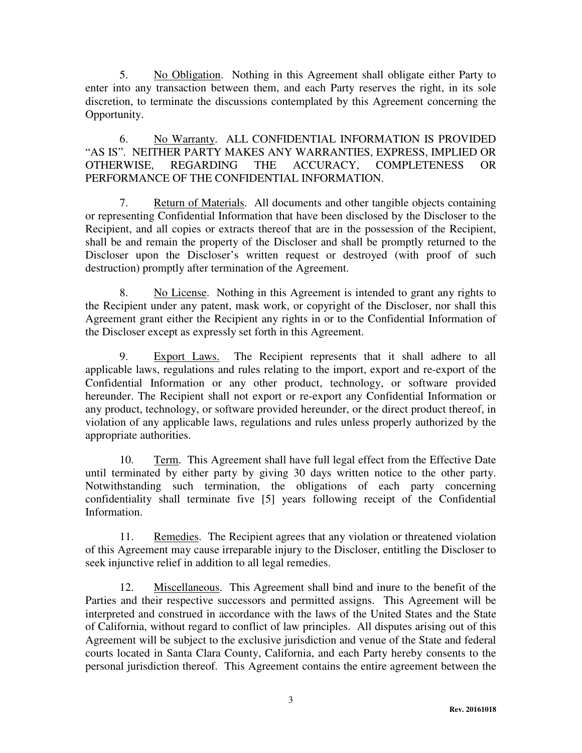5. <u>No Obligation</u>. Nothing in this Agreement shall obligate either Party to enter into any transaction between them, and each Party reserves the right, in its sole discretion, to terminate the discussions contemplated by this Agreement concerning the Opportunity.

6. <u>No Warranty</u>. ALL CONFIDENTIAL INFORMATION IS PROVIDED "AS IS". NEITHER PARTY MAKES ANY WARRANTIES, EXPRESS, IMPLIED OR OTHERWISE, REGARDING THE ACCURACY, COMPLETENESS OR PERFORMANCE OF THE CONFIDENTIAL INFORMATION.

7. <u>Return of Materials</u>. All documents and other tangible objects containing or representing Confidential Information that have been disclosed by the Discloser to the Recipient, and all copies or extracts thereof that are in the possession of the Recipient, shall be and remain the property of the Discloser and shall be promptly returned to the Discloser upon the Discloser's written request or destroyed (with proof of such destruction) promptly after termination of the Agreement.

8. <u>No License</u>. Nothing in this Agreement is intended to grant any rights to the Recipient under any patent, mask work, or copyright of the Discloser, nor shall this Agreement grant either the Recipient any rights in or to the Confidential Information of the Discloser except as expressly set forth in this Agreement.

9. <u>Export Laws.</u> The Recipient represents that it shall adhere to all applicable laws, regulations and rules relating to the import, export and re-export of the Confidential Information or any other product, technology, or software provided hereunder. The Recipient shall not export or re-export any Confidential Information or any product, technology, or software provided hereunder, or the direct product thereof, in violation of any applicable laws, regulations and rules unless properly authorized by the appropriate authorities.

10. <u>Term</u>. This Agreement shall have full legal effect from the Effective Date until terminated by either party by giving 30 days written notice to the other party. Notwithstanding such termination, the obligations of each party concerning confidentiality shall terminate five [5] years following receipt of the Confidential Information.

11. <u>Remedies</u>. The Recipient agrees that any violation or threatened violation of this Agreement may cause irreparable injury to the Discloser, entitling the Discloser to seek injunctive relief in addition to all legal remedies.

12. <u>Miscellaneous</u>. This Agreement shall bind and inure to the benefit of the Parties and their respective successors and permitted assigns. This Agreement will be interpreted and construed in accordance with the laws of the United States and the State of California, without regard to conflict of law principles. All disputes arising out of this Agreement will be subject to the exclusive jurisdiction and venue of the State and federal courts located in Santa Clara County, California, and each Party hereby consents to the personal jurisdiction thereof. This Agreement contains the entire agreement between the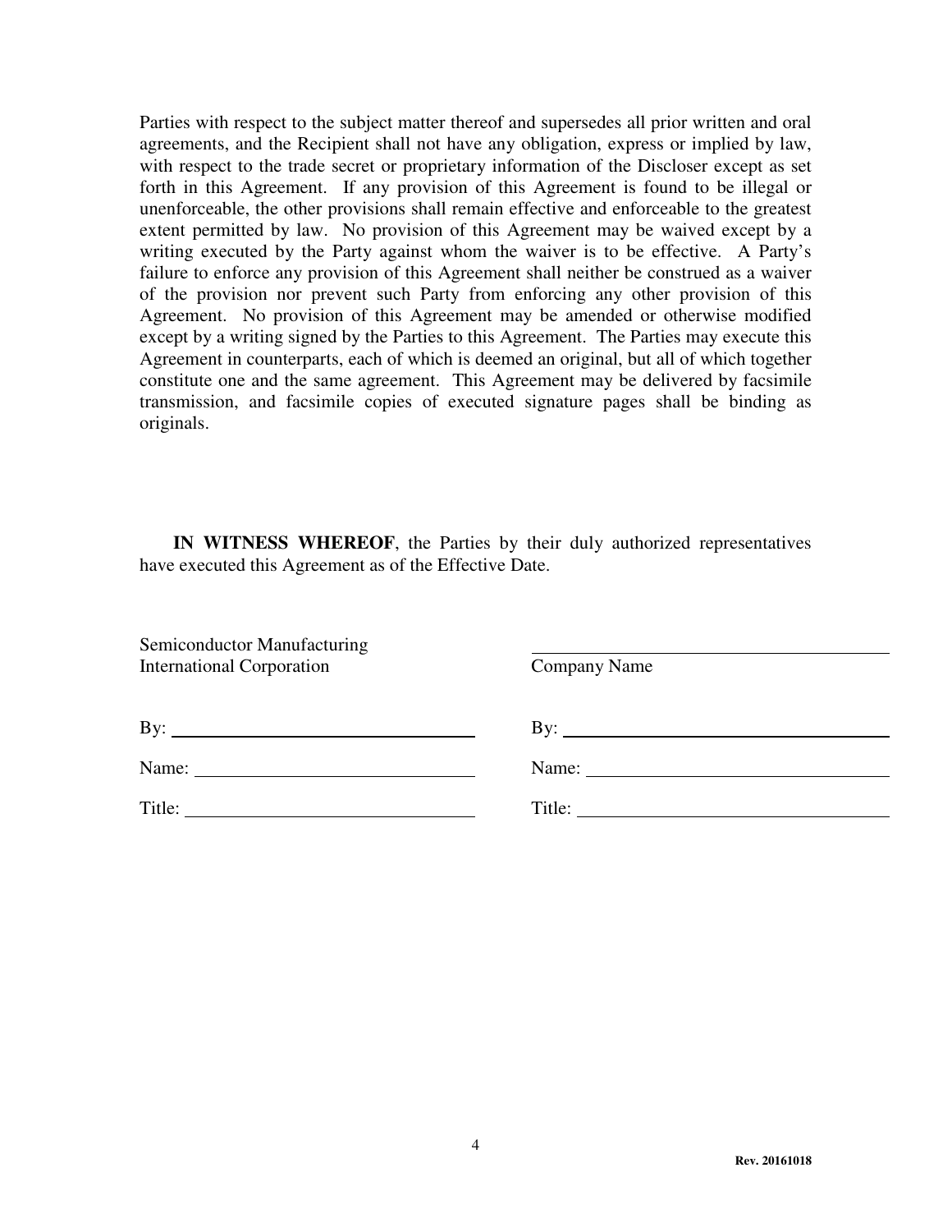Parties with respect to the subject matter thereof and supersedes all prior written and oral agreements, and the Recipient shall not have any obligation, express or implied by law, with respect to the trade secret or proprietary information of the Discloser except as set forth in this Agreement. If any provision of this Agreement is found to be illegal or unenforceable, the other provisions shall remain effective and enforceable to the greatest extent permitted by law. No provision of this Agreement may be waived except by a writing executed by the Party against whom the waiver is to be effective. A Party's failure to enforce any provision of this Agreement shall neither be construed as a waiver of the provision nor prevent such Party from enforcing any other provision of this Agreement. No provision of this Agreement may be amended or otherwise modified except by a writing signed by the Parties to this Agreement. The Parties may execute this Agreement in counterparts, each of which is deemed an original, but all of which together constitute one and the same agreement. This Agreement may be delivered by facsimile transmission, and facsimile copies of executed signature pages shall be binding as originals.

**IN WITNESS WHEREOF**, the Parties by their duly authorized representatives have executed this Agreement as of the Effective Date.

| | |
|---|---|
| Semiconductor Manufacturing International Corporation | ______________________________ Company Name |
| By: ______________________________ | By: ______________________________ |
| Name: ______________________________ | Name: ______________________________ |
| Title: ______________________________ | Title: ______________________________ |

Rev. 20161018